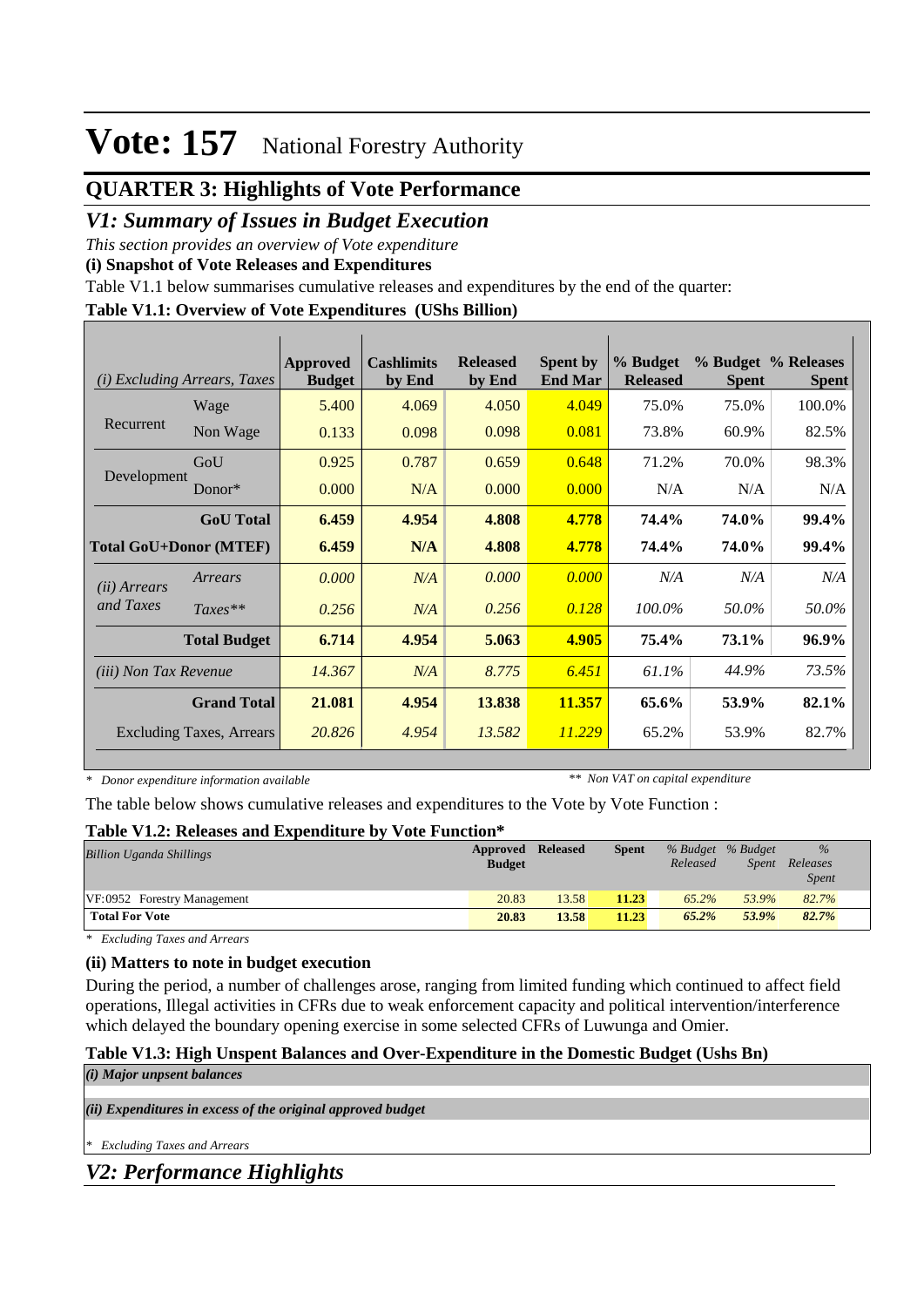# Vote: 157 National Forestry Authority

## QUARTER 3: Highlights of Vote Performance

## *V1: Summary of Issues in Budget Execution*

*This section provides an overview of Vote expenditure*

**(i) Snapshot of Vote Releases and Expenditures**

Table V1.1 below summarises cumulative releases and expenditures by the end of the quarter:

**Table V1.1: Overview of Vote Expenditures (UShs Billion)**

| *(i) Excluding Arrears, Taxes* | | Approved Budget | Cashlimits by End | Released by End | Spent by End Mar | % Budget Released | % Budget Spent | % Releases Spent |
|---|---|---|---|---|---|---|---|---|
| Recurrent | Wage | 5.400 | 4.069 | 4.050 | 4.049 | 75.0% | 75.0% | 100.0% |
| | Non Wage | 0.133 | 0.098 | 0.098 | 0.081 | 73.8% | 60.9% | 82.5% |
| Development | GoU | 0.925 | 0.787 | 0.659 | 0.648 | 71.2% | 70.0% | 98.3% |
| | Donor* | 0.000 | N/A | 0.000 | 0.000 | N/A | N/A | N/A |
| | **GoU Total** | **6.459** | **4.954** | **4.808** | **4.778** | **74.4%** | **74.0%** | **99.4%** |
| **Total GoU+Donor (MTEF)** | | **6.459** | **N/A** | **4.808** | **4.778** | **74.4%** | **74.0%** | **99.4%** |
| *(ii) Arrears and Taxes* | *Arrears* | *0.000* | *N/A* | *0.000* | *0.000* | *N/A* | *N/A* | *N/A* |
| | *Taxes*** | *0.256* | *N/A* | *0.256* | *0.128* | *100.0%* | *50.0%* | *50.0%* |
| | **Total Budget** | **6.714** | **4.954** | **5.063** | **4.905** | **75.4%** | **73.1%** | **96.9%** |
| *(iii) Non Tax Revenue* | | *14.367* | *N/A* | *8.775* | *6.451* | *61.1%* | *44.9%* | *73.5%* |
| | **Grand Total** | **21.081** | **4.954** | **13.838** | **11.357** | **65.6%** | **53.9%** | **82.1%** |
| | Excluding Taxes, Arrears | *20.826* | *4.954* | *13.582* | *11.229* | 65.2% | 53.9% | 82.7% |

*\* Donor expenditure information available* *\*\* Non VAT on capital expenditure*

The table below shows cumulative releases and expenditures to the Vote by Vote Function :

**Table V1.2: Releases and Expenditure by Vote Function***

| *Billion Uganda Shillings* | Approved Budget | Released | Spent | *% Budget Released* | *% Budget Spent* | *% Releases Spent* |
|---|---|---|---|---|---|---|
| VF:0952 Forestry Management | 20.83 | 13.58 | 11.23 | *65.2%* | *53.9%* | *82.7%* |
| **Total For Vote** | **20.83** | **13.58** | **11.23** | ***65.2%*** | ***53.9%*** | ***82.7%*** |

*\* Excluding Taxes and Arrears*

**(ii) Matters to note in budget execution**

During the period, a number of challenges arose, ranging from limited funding which continued to affect field operations, Illegal activities in CFRs due to weak enforcement capacity and political intervention/interference which delayed the boundary opening exercise in some selected CFRs of Luwunga and Omier.

**Table V1.3: High Unspent Balances and Over-Expenditure in the Domestic Budget (Ushs Bn)**

***(i) Major unpsent balances***

***(ii) Expenditures in excess of the original approved budget***

*\* Excluding Taxes and Arrears*

## *V2: Performance Highlights*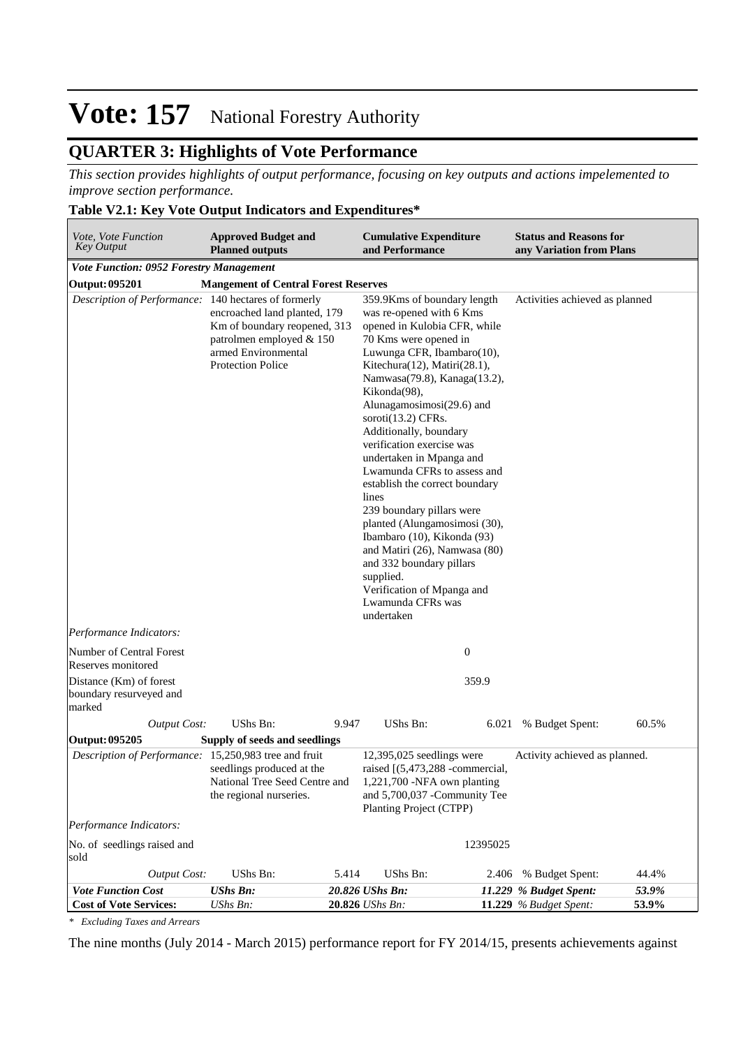# Vote: 157 National Forestry Authority

## QUARTER 3: Highlights of Vote Performance

*This section provides highlights of output performance, focusing on key outputs and actions impelemented to improve section performance.*

**Table V2.1: Key Vote Output Indicators and Expenditures***

| *Vote, Vote Function Key Output* | **Approved Budget and Planned outputs** | | **Cumulative Expenditure and Performance** | | **Status and Reasons for any Variation from Plans** | |
|---|---|---|---|---|---|---|
| ***Vote Function: 0952 Forestry Management*** | | | | | | |
| **Output: 095201** | **Mangement of Central Forest Reserves** | | | | | |
| *Description of Performance:* | 140 hectares of formerly encroached land planted, 179 Km of boundary reopened, 313 patrolmen employed & 150 armed Environmental Protection Police | | 359.9Kms of boundary length was re-opened with 6 Kms opened in Kulobia CFR, while 70 Kms were opened in Luwunga CFR, Ibambaro(10), Kitechura(12), Matiri(28.1), Namwasa(79.8), Kanaga(13.2), Kikonda(98), Alunagamosimosi(29.6) and soroti(13.2) CFRs. Additionally, boundary verification exercise was undertaken in Mpanga and Lwamunda CFRs to assess and establish the correct boundary lines 239 boundary pillars were planted (Alungamosimosi (30), Ibambaro (10), Kikonda (93) and Matiri (26), Namwasa (80) and 332 boundary pillars supplied. Verification of Mpanga and Lwamunda CFRs was undertaken | | Activities achieved as planned | |
| *Performance Indicators:* | | | | | | |
| Number of Central Forest Reserves monitored | | | | 0 | | |
| Distance (Km) of forest boundary resurveyed and marked | | | | 359.9 | | |
| *Output Cost:* | UShs Bn: | 9.947 | UShs Bn: | 6.021 | % Budget Spent: | 60.5% |
| **Output: 095205** | **Supply of seeds and seedlings** | | | | | |
| *Description of Performance:* | 15,250,983 tree and fruit seedlings produced at the National Tree Seed Centre and the regional nurseries. | | 12,395,025 seedlings were raised [(5,473,288 -commercial, 1,221,700 -NFA own planting and 5,700,037 -Community Tee Planting Project (CTPP) | | Activity achieved as planned. | |
| *Performance Indicators:* | | | | | | |
| No. of seedlings raised and sold | | | | 12395025 | | |
| *Output Cost:* | UShs Bn: | 5.414 | UShs Bn: | 2.406 | % Budget Spent: | 44.4% |
| ***Vote Function Cost*** | ***UShs Bn:*** | ***20.826*** | ***UShs Bn:*** | ***11.229*** | ***% Budget Spent:*** | ***53.9%*** |
| **Cost of Vote Services:** | *UShs Bn:* | **20.826** | *UShs Bn:* | **11.229** | *% Budget Spent:* | **53.9%** |

*\* Excluding Taxes and Arrears*

The nine months (July 2014 - March 2015) performance report for FY 2014/15, presents achievements against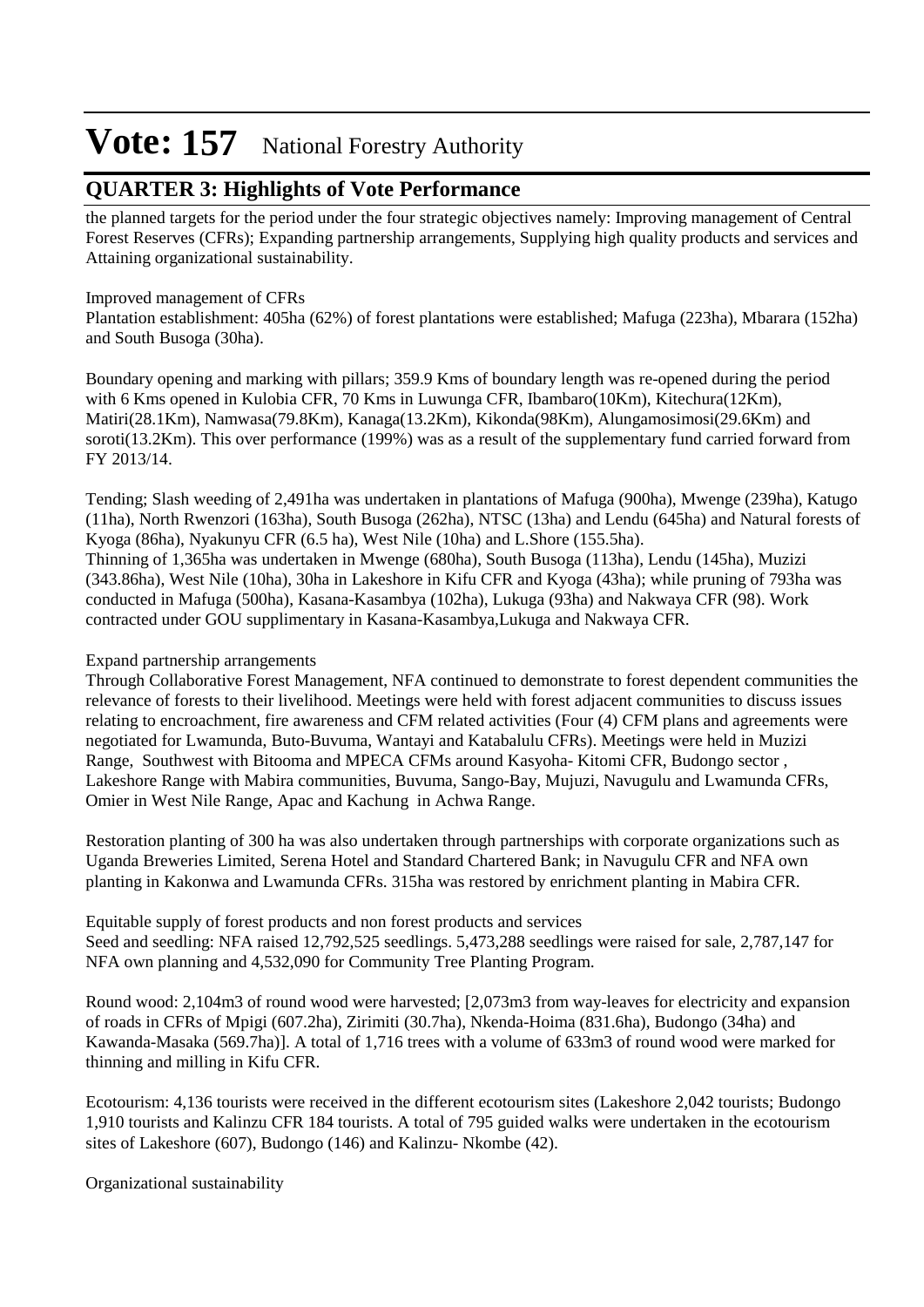# Vote: 157 National Forestry Authority

## QUARTER 3: Highlights of Vote Performance

the planned targets for the period under the four strategic objectives namely: Improving management of Central Forest Reserves (CFRs); Expanding partnership arrangements, Supplying high quality products and services and Attaining organizational sustainability.

Improved management of CFRs
Plantation establishment: 405ha (62%) of forest plantations were established; Mafuga (223ha), Mbarara (152ha) and South Busoga (30ha).

Boundary opening and marking with pillars; 359.9 Kms of boundary length was re-opened during the period with 6 Kms opened in Kulobia CFR, 70 Kms in Luwunga CFR, Ibambaro(10Km), Kitechura(12Km), Matiri(28.1Km), Namwasa(79.8Km), Kanaga(13.2Km), Kikonda(98Km), Alungamosimosi(29.6Km) and soroti(13.2Km). This over performance (199%) was as a result of the supplementary fund carried forward from FY 2013/14.

Tending; Slash weeding of 2,491ha was undertaken in plantations of Mafuga (900ha), Mwenge (239ha), Katugo (11ha), North Rwenzori (163ha), South Busoga (262ha), NTSC (13ha) and Lendu (645ha) and Natural forests of Kyoga (86ha), Nyakunyu CFR (6.5 ha), West Nile (10ha) and L.Shore (155.5ha).
Thinning of 1,365ha was undertaken in Mwenge (680ha), South Busoga (113ha), Lendu (145ha), Muzizi (343.86ha), West Nile (10ha), 30ha in Lakeshore in Kifu CFR and Kyoga (43ha); while pruning of 793ha was conducted in Mafuga (500ha), Kasana-Kasambya (102ha), Lukuga (93ha) and Nakwaya CFR (98). Work contracted under GOU supplimentary in Kasana-Kasambya,Lukuga and Nakwaya CFR.

Expand partnership arrangements
Through Collaborative Forest Management, NFA continued to demonstrate to forest dependent communities the relevance of forests to their livelihood. Meetings were held with forest adjacent communities to discuss issues relating to encroachment, fire awareness and CFM related activities (Four (4) CFM plans and agreements were negotiated for Lwamunda, Buto-Buvuma, Wantayi and Katabalulu CFRs). Meetings were held in Muzizi Range, Southwest with Bitooma and MPECA CFMs around Kasyoha- Kitomi CFR, Budongo sector , Lakeshore Range with Mabira communities, Buvuma, Sango-Bay, Mujuzi, Navugulu and Lwamunda CFRs, Omier in West Nile Range, Apac and Kachung in Achwa Range.

Restoration planting of 300 ha was also undertaken through partnerships with corporate organizations such as Uganda Breweries Limited, Serena Hotel and Standard Chartered Bank; in Navugulu CFR and NFA own planting in Kakonwa and Lwamunda CFRs. 315ha was restored by enrichment planting in Mabira CFR.

Equitable supply of forest products and non forest products and services
Seed and seedling: NFA raised 12,792,525 seedlings. 5,473,288 seedlings were raised for sale, 2,787,147 for NFA own planning and 4,532,090 for Community Tree Planting Program.

Round wood: 2,104m3 of round wood were harvested; [2,073m3 from way-leaves for electricity and expansion of roads in CFRs of Mpigi (607.2ha), Zirimiti (30.7ha), Nkenda-Hoima (831.6ha), Budongo (34ha) and Kawanda-Masaka (569.7ha)]. A total of 1,716 trees with a volume of 633m3 of round wood were marked for thinning and milling in Kifu CFR.

Ecotourism: 4,136 tourists were received in the different ecotourism sites (Lakeshore 2,042 tourists; Budongo 1,910 tourists and Kalinzu CFR 184 tourists. A total of 795 guided walks were undertaken in the ecotourism sites of Lakeshore (607), Budongo (146) and Kalinzu- Nkombe (42).

Organizational sustainability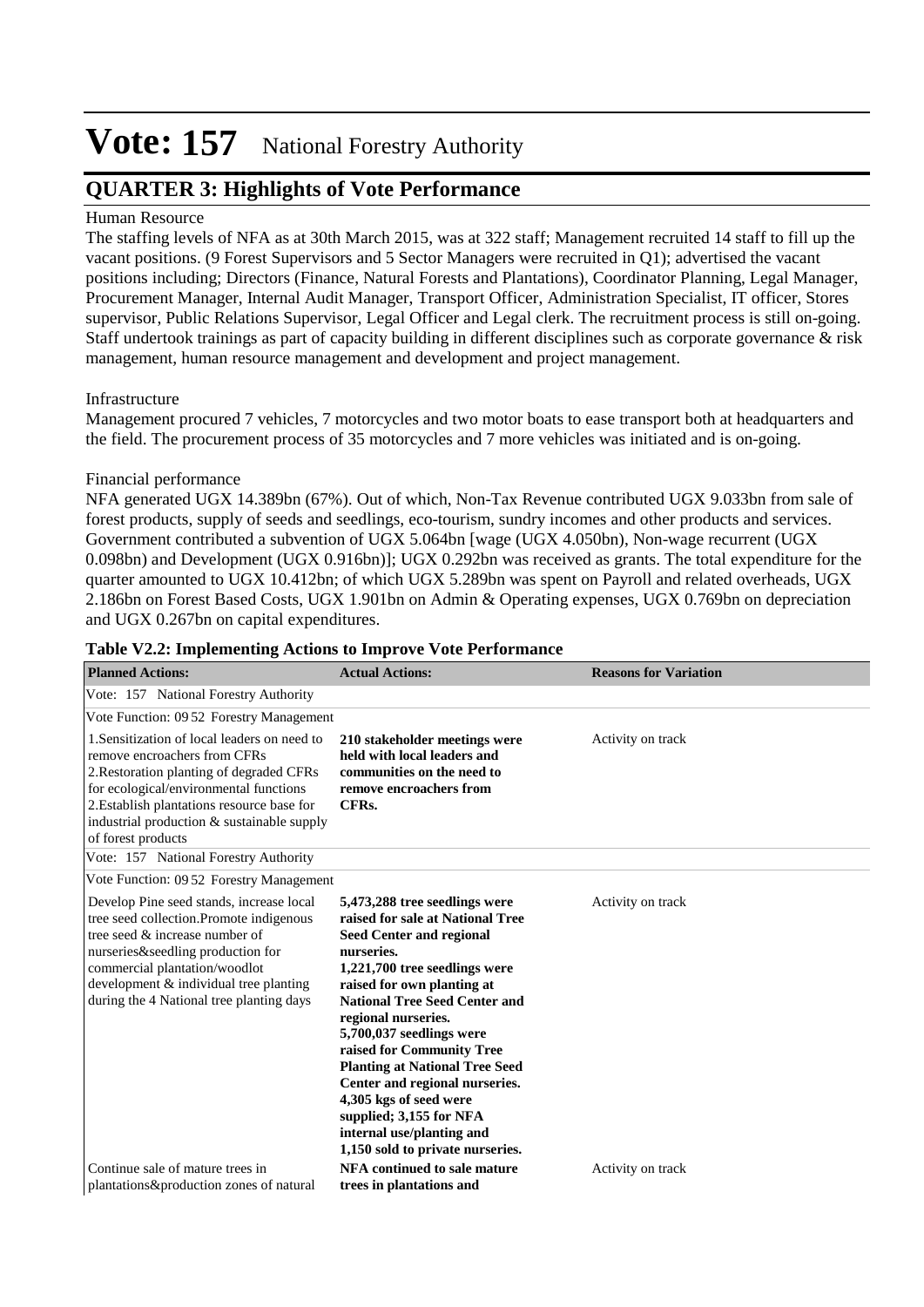# Vote: 157 National Forestry Authority

## QUARTER 3: Highlights of Vote Performance

Human Resource

The staffing levels of NFA as at 30th March 2015, was at 322 staff; Management recruited 14 staff to fill up the vacant positions. (9 Forest Supervisors and 5 Sector Managers were recruited in Q1); advertised the vacant positions including; Directors (Finance, Natural Forests and Plantations), Coordinator Planning, Legal Manager, Procurement Manager, Internal Audit Manager, Transport Officer, Administration Specialist, IT officer, Stores supervisor, Public Relations Supervisor, Legal Officer and Legal clerk. The recruitment process is still on-going. Staff undertook trainings as part of capacity building in different disciplines such as corporate governance & risk management, human resource management and development and project management.

Infrastructure

Management procured 7 vehicles, 7 motorcycles and two motor boats to ease transport both at headquarters and the field. The procurement process of 35 motorcycles and 7 more vehicles was initiated and is on-going.

Financial performance

NFA generated UGX 14.389bn (67%). Out of which, Non-Tax Revenue contributed UGX 9.033bn from sale of forest products, supply of seeds and seedlings, eco-tourism, sundry incomes and other products and services. Government contributed a subvention of UGX 5.064bn [wage (UGX 4.050bn), Non-wage recurrent (UGX 0.098bn) and Development (UGX 0.916bn)]; UGX 0.292bn was received as grants. The total expenditure for the quarter amounted to UGX 10.412bn; of which UGX 5.289bn was spent on Payroll and related overheads, UGX 2.186bn on Forest Based Costs, UGX 1.901bn on Admin & Operating expenses, UGX 0.769bn on depreciation and UGX 0.267bn on capital expenditures.

**Table V2.2: Implementing Actions to Improve Vote Performance**

| Planned Actions: | Actual Actions: | Reasons for Variation |
|---|---|---|
| Vote: 157 National Forestry Authority | | |
| Vote Function: 09 52 Forestry Management | | |
| 1.Sensitization of local leaders on need to remove encroachers from CFRs<br>2.Restoration planting of degraded CFRs for ecological/environmental functions<br>2.Establish plantations resource base for industrial production & sustainable supply of forest products | **210 stakeholder meetings were held with local leaders and communities on the need to remove encroachers from CFRs.** | Activity on track |
| Vote: 157 National Forestry Authority | | |
| Vote Function: 09 52 Forestry Management | | |
| Develop Pine seed stands, increase local tree seed collection.Promote indigenous tree seed & increase number of nurseries&seedling production for commercial plantation/woodlot development & individual tree planting during the 4 National tree planting days | **5,473,288 tree seedlings were raised for sale at National Tree Seed Center and regional nurseries.<br>1,221,700 tree seedlings were raised for own planting at National Tree Seed Center and regional nurseries.<br>5,700,037 seedlings were raised for Community Tree Planting at National Tree Seed Center and regional nurseries.<br>4,305 kgs of seed were supplied; 3,155 for NFA internal use/planting and 1,150 sold to private nurseries.** | Activity on track |
| Continue sale of mature trees in plantations&production zones of natural | **NFA continued to sale mature trees in plantations and** | Activity on track |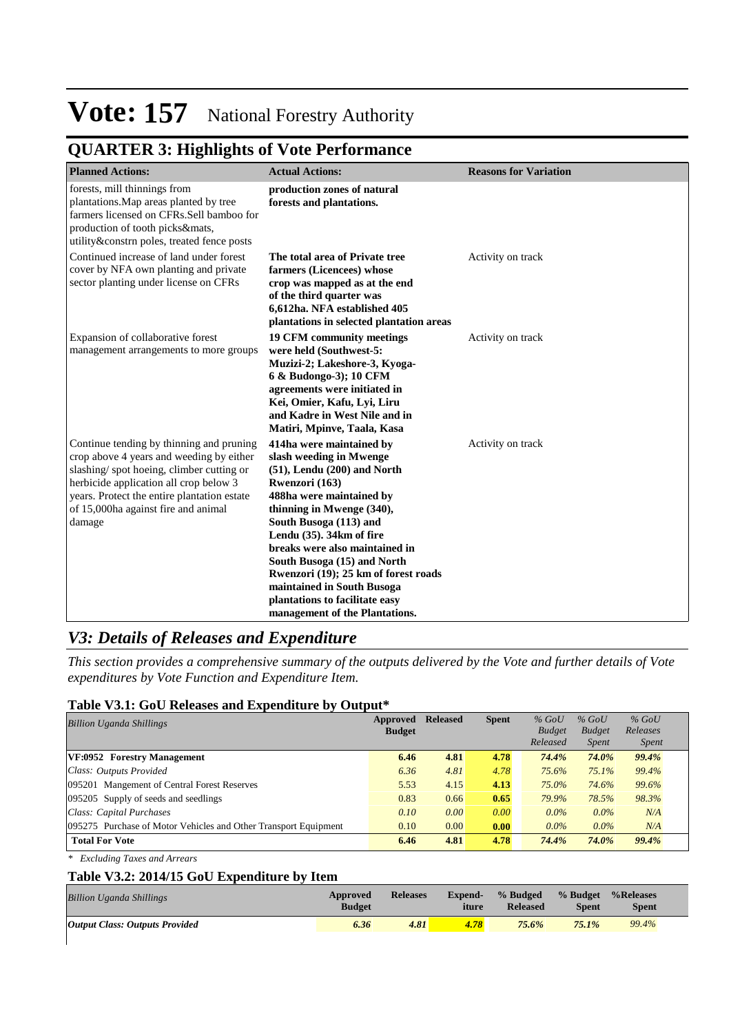# Vote: 157 National Forestry Authority

## QUARTER 3: Highlights of Vote Performance

| Planned Actions: | Actual Actions: | Reasons for Variation |
|---|---|---|
| forests, mill thinnings from plantations.Map areas planted by tree farmers licensed on CFRs.Sell bamboo for production of tooth picks&mats, utility&constrn poles, treated fence posts | **production zones of natural forests and plantations.** | |
| Continued increase of land under forest cover by NFA own planting and private sector planting under license on CFRs | **The total area of Private tree farmers (Licencees) whose crop was mapped as at the end of the third quarter was 6,612ha. NFA established 405 plantations in selected plantation areas** | Activity on track |
| Expansion of collaborative forest management arrangements to more groups | **19 CFM community meetings were held (Southwest-5: Muzizi-2; Lakeshore-3, Kyoga-6 & Budongo-3); 10 CFM agreements were initiated in Kei, Omier, Kafu, Lyi, Liru and Kadre in West Nile and in Matiri, Mpinve, Taala, Kasa** | Activity on track |
| Continue tending by thinning and pruning crop above 4 years and weeding by either slashing/ spot hoeing, climber cutting or herbicide application all crop below 3 years. Protect the entire plantation estate of 15,000ha against fire and animal damage | **414ha were maintained by slash weeding in Mwenge (51), Lendu (200) and North Rwenzori (163) 488ha were maintained by thinning in Mwenge (340), South Busoga (113) and Lendu (35). 34km of fire breaks were also maintained in South Busoga (15) and North Rwenzori (19); 25 km of forest roads maintained in South Busoga plantations to facilitate easy management of the Plantations.** | Activity on track |

## *V3: Details of Releases and Expenditure*

*This section provides a comprehensive summary of the outputs delivered by the Vote and further details of Vote expenditures by Vote Function and Expenditure Item.*

### Table V3.1: GoU Releases and Expenditure by Output*

| *Billion Uganda Shillings* | Approved Budget | Released | Spent | *% GoU Budget Released* | *% GoU Budget Spent* | *% GoU Releases Spent* |
|---|---|---|---|---|---|---|
| **VF:0952 Forestry Management** | **6.46** | **4.81** | **4.78** | ***74.4%*** | ***74.0%*** | ***99.4%*** |
| *Class: Outputs Provided* | *6.36* | *4.81* | *4.78* | *75.6%* | *75.1%* | *99.4%* |
| 095201 Mangement of Central Forest Reserves | 5.53 | 4.15 | **4.13** | *75.0%* | *74.6%* | *99.6%* |
| 095205 Supply of seeds and seedlings | 0.83 | 0.66 | **0.65** | *79.9%* | *78.5%* | *98.3%* |
| *Class: Capital Purchases* | *0.10* | *0.00* | *0.00* | *0.0%* | *0.0%* | *N/A* |
| 095275 Purchase of Motor Vehicles and Other Transport Equipment | 0.10 | 0.00 | **0.00** | *0.0%* | *0.0%* | *N/A* |
| **Total For Vote** | **6.46** | **4.81** | **4.78** | ***74.4%*** | ***74.0%*** | ***99.4%*** |

*\* Excluding Taxes and Arrears*

### Table V3.2: 2014/15 GoU Expenditure by Item

| *Billion Uganda Shillings* | Approved Budget | Releases | Expend-iture | % Budged Released | % Budget Spent | %Releases Spent |
|---|---|---|---|---|---|---|
| ***Output Class: Outputs Provided*** | ***6.36*** | ***4.81*** | ***4.78*** | ***75.6%*** | ***75.1%*** | *99.4%* |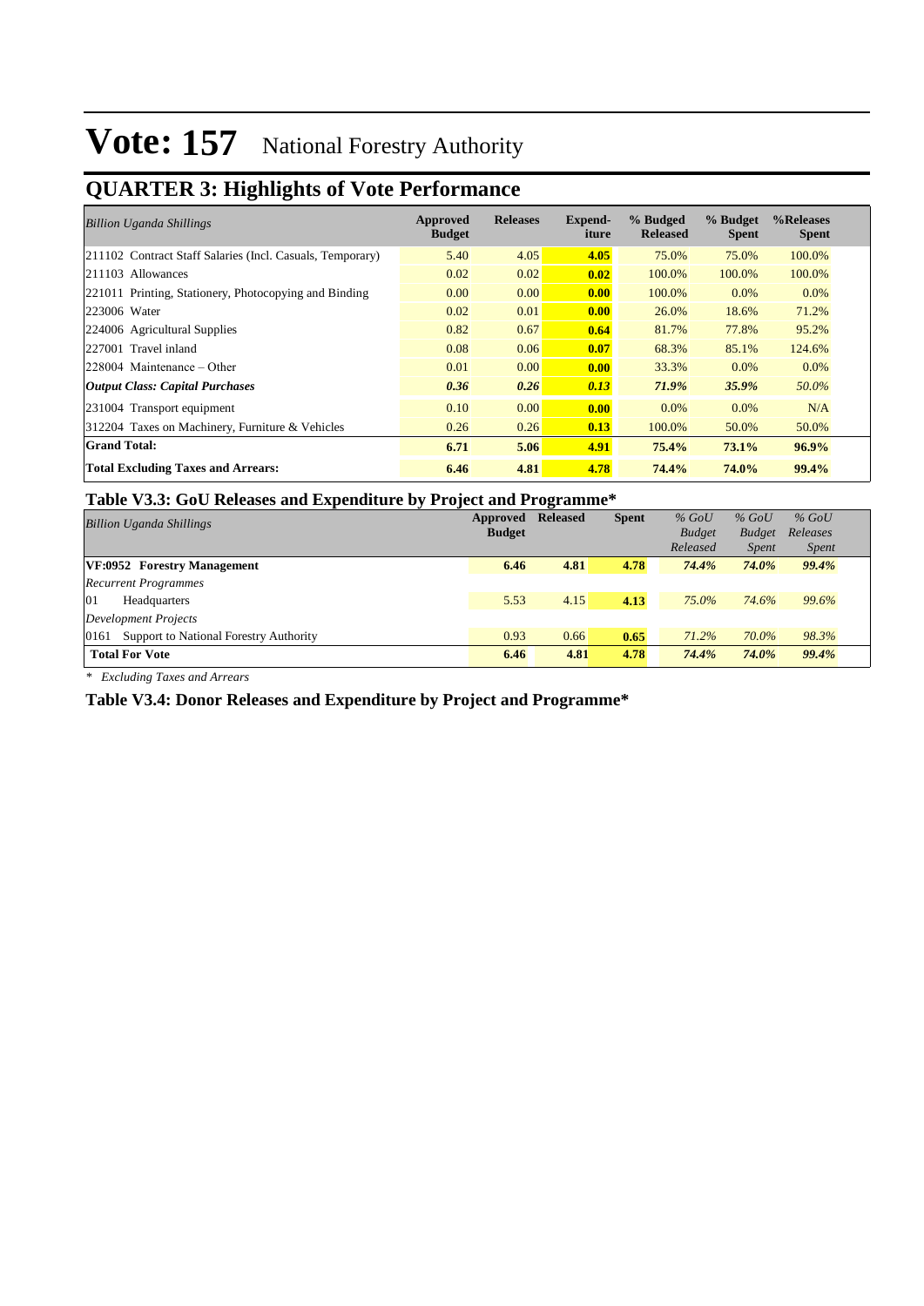# Vote: 157 National Forestry Authority

## QUARTER 3: Highlights of Vote Performance

| *Billion Uganda Shillings* | Approved Budget | Releases | Expend-iture | % Budged Released | % Budget Spent | %Releases Spent |
|---|---|---|---|---|---|---|
| 211102 Contract Staff Salaries (Incl. Casuals, Temporary) | 5.40 | 4.05 | **4.05** | 75.0% | 75.0% | 100.0% |
| 211103 Allowances | 0.02 | 0.02 | **0.02** | 100.0% | 100.0% | 100.0% |
| 221011 Printing, Stationery, Photocopying and Binding | 0.00 | 0.00 | **0.00** | 100.0% | 0.0% | 0.0% |
| 223006 Water | 0.02 | 0.01 | **0.00** | 26.0% | 18.6% | 71.2% |
| 224006 Agricultural Supplies | 0.82 | 0.67 | **0.64** | 81.7% | 77.8% | 95.2% |
| 227001 Travel inland | 0.08 | 0.06 | **0.07** | 68.3% | 85.1% | 124.6% |
| 228004 Maintenance – Other | 0.01 | 0.00 | **0.00** | 33.3% | 0.0% | 0.0% |
| ***Output Class: Capital Purchases*** | ***0.36*** | ***0.26*** | ***0.13*** | ***71.9%*** | ***35.9%*** | *50.0%* |
| 231004 Transport equipment | 0.10 | 0.00 | **0.00** | 0.0% | 0.0% | N/A |
| 312204 Taxes on Machinery, Furniture & Vehicles | 0.26 | 0.26 | **0.13** | 100.0% | 50.0% | 50.0% |
| **Grand Total:** | **6.71** | **5.06** | **4.91** | **75.4%** | **73.1%** | **96.9%** |
| **Total Excluding Taxes and Arrears:** | **6.46** | **4.81** | **4.78** | **74.4%** | **74.0%** | **99.4%** |

### Table V3.3: GoU Releases and Expenditure by Project and Programme*

| *Billion Uganda Shillings* | Approved Budget | Released | Spent | *% GoU Budget Released* | *% GoU Budget Spent* | *% GoU Releases Spent* |
|---|---|---|---|---|---|---|
| **VF:0952 Forestry Management** | **6.46** | **4.81** | **4.78** | ***74.4%*** | ***74.0%*** | ***99.4%*** |
| *Recurrent Programmes* | | | | | | |
| 01 Headquarters | 5.53 | 4.15 | **4.13** | *75.0%* | *74.6%* | *99.6%* |
| *Development Projects* | | | | | | |
| 0161 Support to National Forestry Authority | 0.93 | 0.66 | **0.65** | *71.2%* | *70.0%* | *98.3%* |
| **Total For Vote** | **6.46** | **4.81** | **4.78** | ***74.4%*** | ***74.0%*** | ***99.4%*** |

*\* Excluding Taxes and Arrears*

### Table V3.4: Donor Releases and Expenditure by Project and Programme*